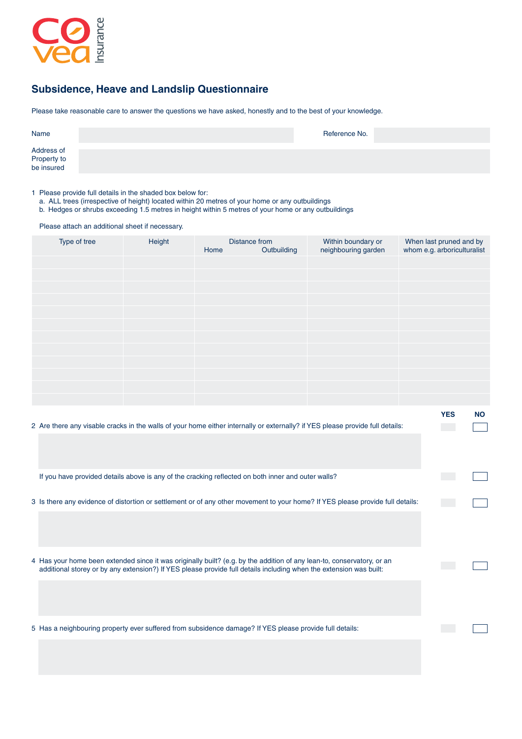# Subsidence, Heave and Landslip Questionnaire

Please take reasonable care to answer the questions we have asked, honestly and to the best of your knowledge.

Name

Reference No.

Address of Property to be insured

1 Please provide full details in the shaded box below for:
   a. ALL trees (irrespective of height) located within 20 metres of your home or any outbuildings
   b. Hedges or shrubs exceeding 1.5 metres in height within 5 metres of your home or any outbuildings

Please attach an additional sheet if necessary.

| Type of tree | Height | Distance from | | Within boundary or neighbouring garden | When last pruned and by whom e.g. arboriculturalist |
|---|---|---|---|---|---|
| | | Home | Outbuilding | | |
| | | | | | |
| | | | | | |
| | | | | | |
| | | | | | |
| | | | | | |
| | | | | | |
| | | | | | |
| | | | | | |
| | | | | | |
| | | | | | |
| | | | | | |
| | | | | | |

| | YES | NO |
|---|---|---|
| 2 Are there any visable cracks in the walls of your home either internally or externally? if YES please provide full details: | | |
| If you have provided details above is any of the cracking reflected on both inner and outer walls? | | |
| 3 Is there any evidence of distortion or settlement or of any other movement to your home? If YES please provide full details: | | |
| 4 Has your home been extended since it was originally built? (e.g. by the addition of any lean-to, conservatory, or an additional storey or by any extension?) If YES please provide full details including when the extension was built: | | |
| 5 Has a neighbouring property ever suffered from subsidence damage? If YES please provide full details: | | |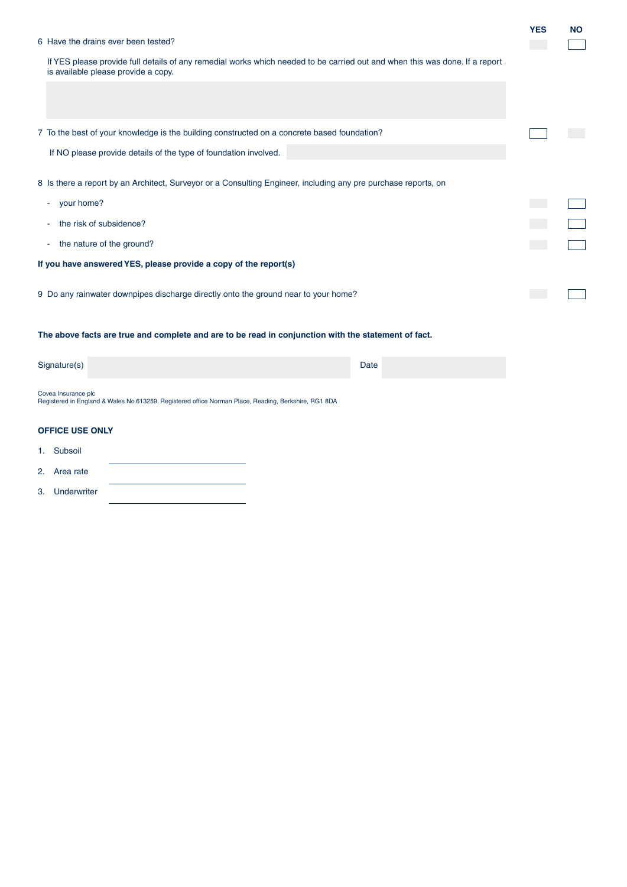| | YES | NO |
|---|---|---|
| 6 Have the drains ever been tested? | | |

If YES please provide full details of any remedial works which needed to be carried out and when this was done. If a report is available please provide a copy.

| | YES | NO |
|---|---|---|
| 7 To the best of your knowledge is the building constructed on a concrete based foundation? | | |

If NO please provide details of the type of foundation involved.

8 Is there a report by an Architect, Surveyor or a Consulting Engineer, including any pre purchase reports, on

| | YES | NO |
|---|---|---|
| - your home? | | |
| - the risk of subsidence? | | |
| - the nature of the ground? | | |

**If you have answered YES, please provide a copy of the report(s)**

| | YES | NO |
|---|---|---|
| 9 Do any rainwater downpipes discharge directly onto the ground near to your home? | | |

**The above facts are true and complete and are to be read in conjunction with the statement of fact.**

Signature(s) Date

Covea Insurance plc
Registered in England & Wales No.613259. Registered office Norman Place, Reading, Berkshire, RG1 8DA

**OFFICE USE ONLY**

1. Subsoil
2. Area rate
3. Underwriter